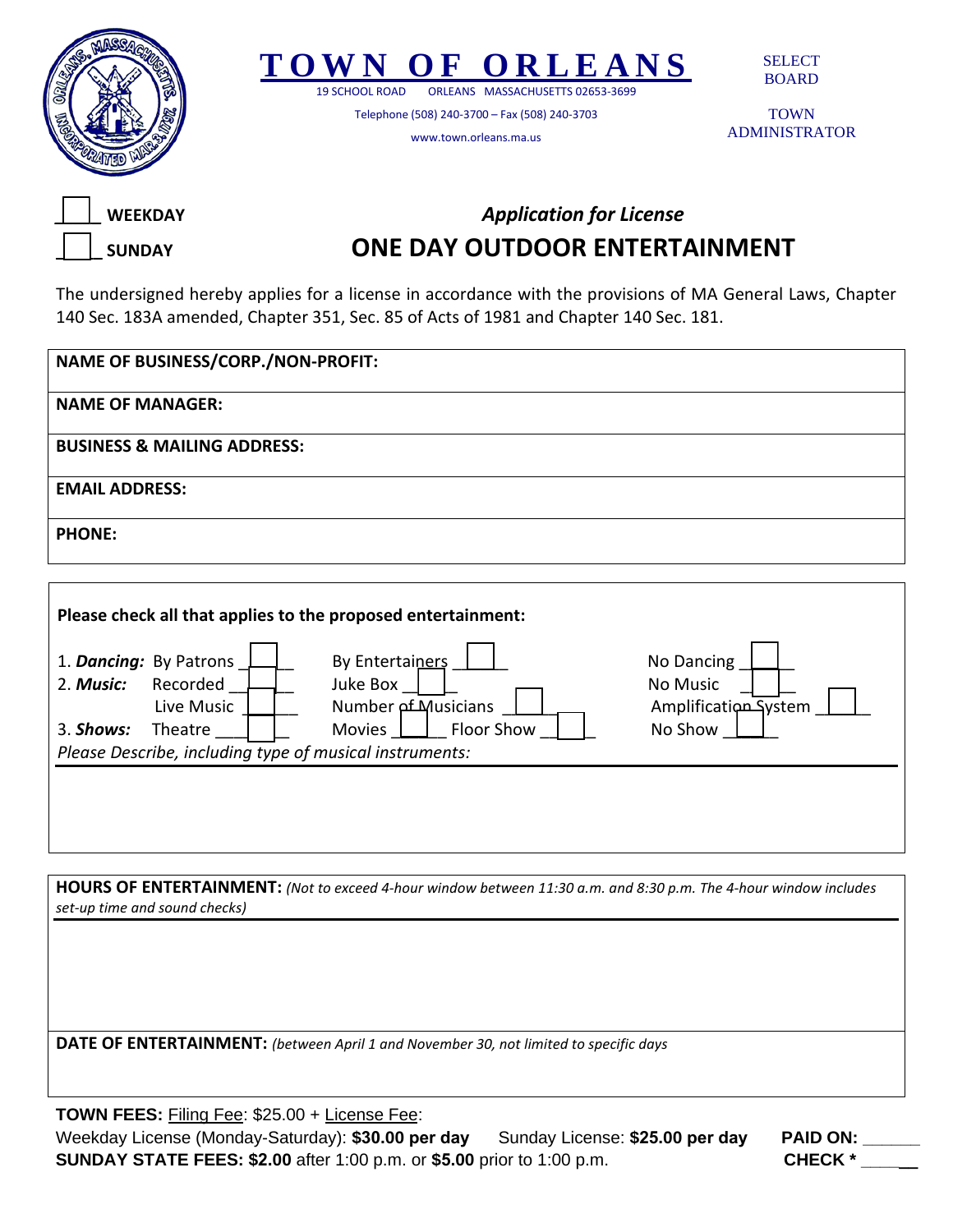# TOWN OF ORLEANS

19 SCHOOL ROAD ORLEANS MASSACHUSETTS 02653-3699

Telephone (508) 240-3700 – Fax (508) 240-3703

www.town.orleans.ma.us

SELECT BOARD

TOWN ADMINISTRATOR

☐ **WEEKDAY**

☐ **SUNDAY**

*Application for License*

## ONE DAY OUTDOOR ENTERTAINMENT

The undersigned hereby applies for a license in accordance with the provisions of MA General Laws, Chapter 140 Sec. 183A amended, Chapter 351, Sec. 85 of Acts of 1981 and Chapter 140 Sec. 181.

| |
|---|
| **NAME OF BUSINESS/CORP./NON-PROFIT:** |
| **NAME OF MANAGER:** |
| **BUSINESS & MAILING ADDRESS:** |
| **EMAIL ADDRESS:** |
| **PHONE:** |

**Please check all that applies to the proposed entertainment:**

1. ***Dancing:*** By Patrons ☐ By Entertainers ☐ No Dancing ☐
2. ***Music:*** Recorded ☐ Juke Box ☐ No Music ☐
   Live Music ☐ Number of Musicians ☐ Amplification System ☐
3. ***Shows:*** Theatre ☐ Movies ☐ Floor Show ☐ No Show ☐

*Please Describe, including type of musical instruments:*

**HOURS OF ENTERTAINMENT:** *(Not to exceed 4-hour window between 11:30 a.m. and 8:30 p.m. The 4-hour window includes set-up time and sound checks)*

**DATE OF ENTERTAINMENT:** *(between April 1 and November 30, not limited to specific days*

**TOWN FEES:** Filing Fee: $25.00 + License Fee:

Weekday License (Monday-Saturday): **$30.00 per day** Sunday License: **$25.00 per day** **PAID ON:** ______

**SUNDAY STATE FEES: $2.00** after 1:00 p.m. or **$5.00** prior to 1:00 p.m. **CHECK *** ______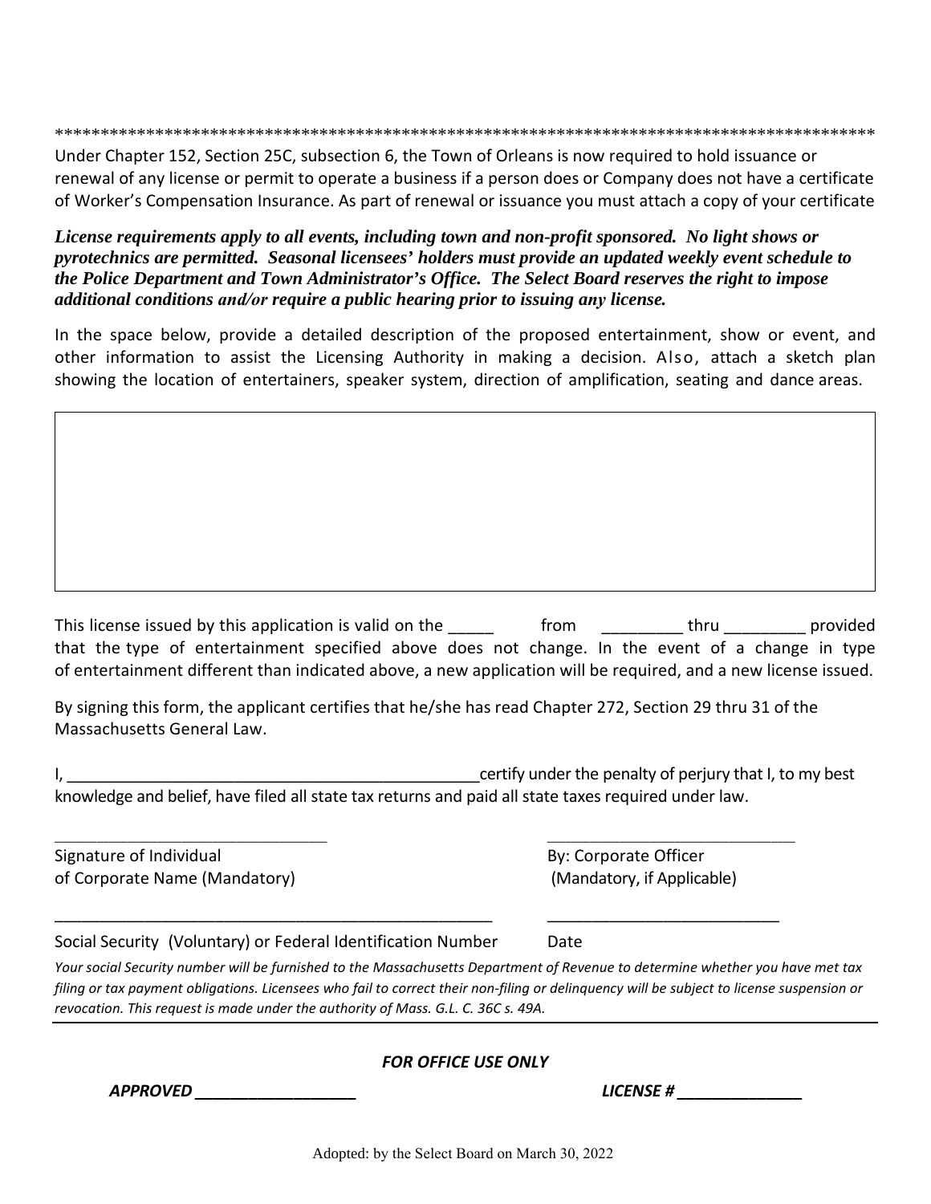\*\*\*\*\*\*\*\*\*\*\*\*\*\*\*\*\*\*\*\*\*\*\*\*\*\*\*\*\*\*\*\*\*\*\*\*\*\*\*\*\*\*\*\*\*\*\*\*\*\*\*\*\*\*\*\*\*\*\*\*\*\*\*\*\*\*\*\*\*\*\*\*\*\*\*\*\*\*\*\*\*\*\*\*\*\*\*\*\*\*\*\*

Under Chapter 152, Section 25C, subsection 6, the Town of Orleans is now required to hold issuance or renewal of any license or permit to operate a business if a person does or Company does not have a certificate of Worker's Compensation Insurance. As part of renewal or issuance you must attach a copy of your certificate

***License requirements apply to all events, including town and non-profit sponsored. No light shows or pyrotechnics are permitted. Seasonal licensees' holders must provide an updated weekly event schedule to the Police Department and Town Administrator's Office. The Select Board reserves the right to impose additional conditions and/or require a public hearing prior to issuing any license.***

In the space below, provide a detailed description of the proposed entertainment, show or event, and other information to assist the Licensing Authority in making a decision. Also, attach a sketch plan showing the location of entertainers, speaker system, direction of amplification, seating and dance areas.

| |
|---|
| |

This license issued by this application is valid on the _____ from _________ thru _________ provided that the type of entertainment specified above does not change. In the event of a change in type of entertainment different than indicated above, a new application will be required, and a new license issued.

By signing this form, the applicant certifies that he/she has read Chapter 272, Section 29 thru 31 of the Massachusetts General Law.

I, ______________________________________________certify under the penalty of perjury that I, to my best knowledge and belief, have filed all state tax returns and paid all state taxes required under law.

______________________________ &nbsp;&nbsp;&nbsp;&nbsp;&nbsp;&nbsp;&nbsp;&nbsp; ______________________________

Signature of Individual of Corporate Name (Mandatory) &nbsp;&nbsp;&nbsp;&nbsp;&nbsp;&nbsp;&nbsp;&nbsp; By: Corporate Officer (Mandatory, if Applicable)

__________________________________________________ &nbsp;&nbsp;&nbsp;&nbsp;&nbsp;&nbsp;&nbsp;&nbsp; __________________________

Social Security (Voluntary) or Federal Identification Number &nbsp;&nbsp;&nbsp;&nbsp;&nbsp;&nbsp;&nbsp;&nbsp; Date

*Your social Security number will be furnished to the Massachusetts Department of Revenue to determine whether you have met tax filing or tax payment obligations. Licensees who fail to correct their non-filing or delinquency will be subject to license suspension or revocation. This request is made under the authority of Mass. G.L. C. 36C s. 49A.*

---

***FOR OFFICE USE ONLY***

***APPROVED __________________*** &nbsp;&nbsp;&nbsp;&nbsp;&nbsp;&nbsp;&nbsp;&nbsp; ***LICENSE # ______________***

Adopted: by the Select Board on March 30, 2022